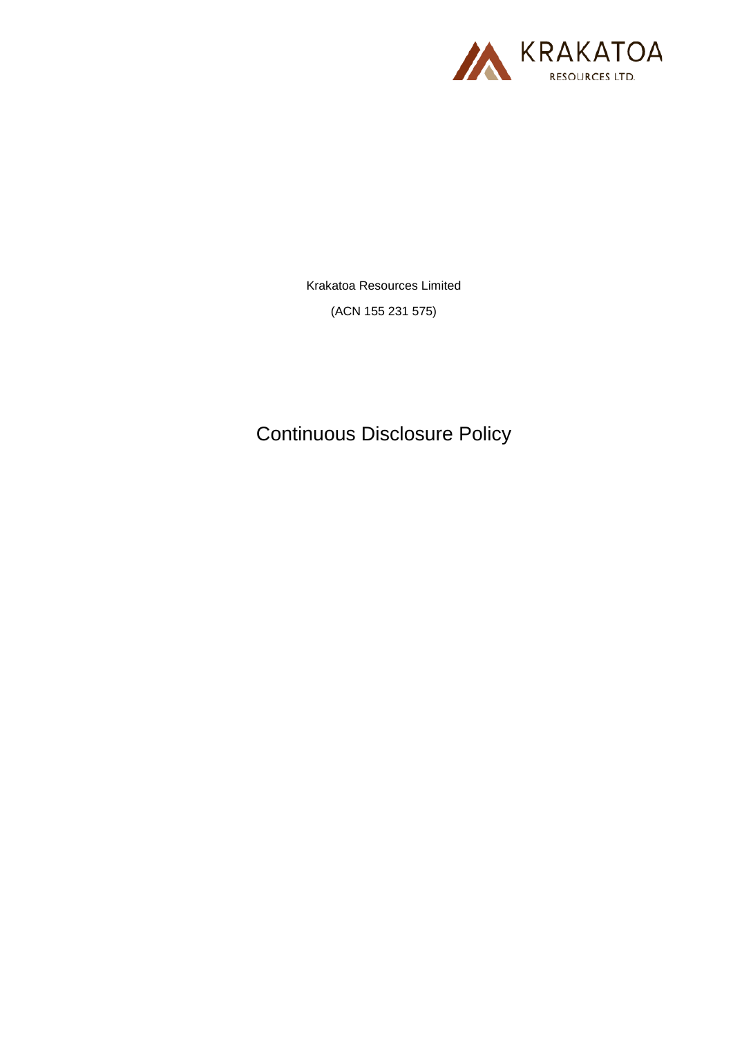Krakatoa Resources Limited

(ACN 155 231 575)

# Continuous Disclosure Policy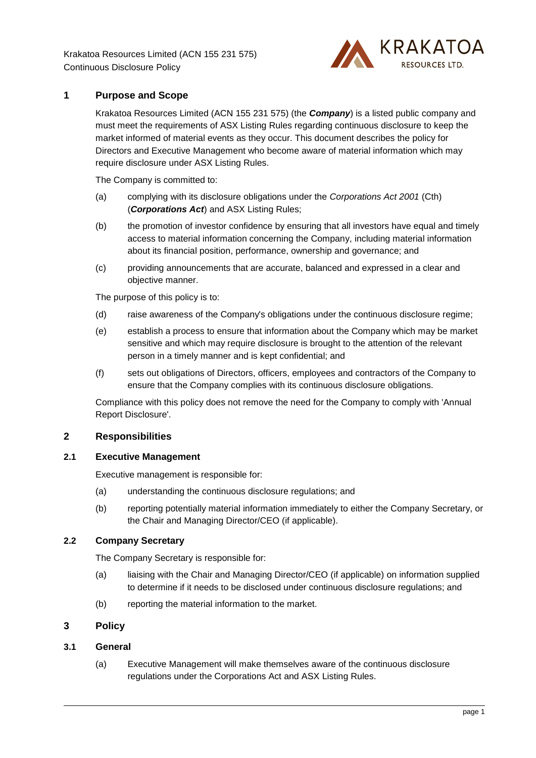## 1 Purpose and Scope

Krakatoa Resources Limited (ACN 155 231 575) (the ***Company***) is a listed public company and must meet the requirements of ASX Listing Rules regarding continuous disclosure to keep the market informed of material events as they occur. This document describes the policy for Directors and Executive Management who become aware of material information which may require disclosure under ASX Listing Rules.

The Company is committed to:

(a) complying with its disclosure obligations under the *Corporations Act 2001* (Cth) (***Corporations Act***) and ASX Listing Rules;

(b) the promotion of investor confidence by ensuring that all investors have equal and timely access to material information concerning the Company, including material information about its financial position, performance, ownership and governance; and

(c) providing announcements that are accurate, balanced and expressed in a clear and objective manner.

The purpose of this policy is to:

(d) raise awareness of the Company's obligations under the continuous disclosure regime;

(e) establish a process to ensure that information about the Company which may be market sensitive and which may require disclosure is brought to the attention of the relevant person in a timely manner and is kept confidential; and

(f) sets out obligations of Directors, officers, employees and contractors of the Company to ensure that the Company complies with its continuous disclosure obligations.

Compliance with this policy does not remove the need for the Company to comply with 'Annual Report Disclosure'.

## 2 Responsibilities

### 2.1 Executive Management

Executive management is responsible for:

(a) understanding the continuous disclosure regulations; and

(b) reporting potentially material information immediately to either the Company Secretary, or the Chair and Managing Director/CEO (if applicable).

### 2.2 Company Secretary

The Company Secretary is responsible for:

(a) liaising with the Chair and Managing Director/CEO (if applicable) on information supplied to determine if it needs to be disclosed under continuous disclosure regulations; and

(b) reporting the material information to the market.

## 3 Policy

### 3.1 General

(a) Executive Management will make themselves aware of the continuous disclosure regulations under the Corporations Act and ASX Listing Rules.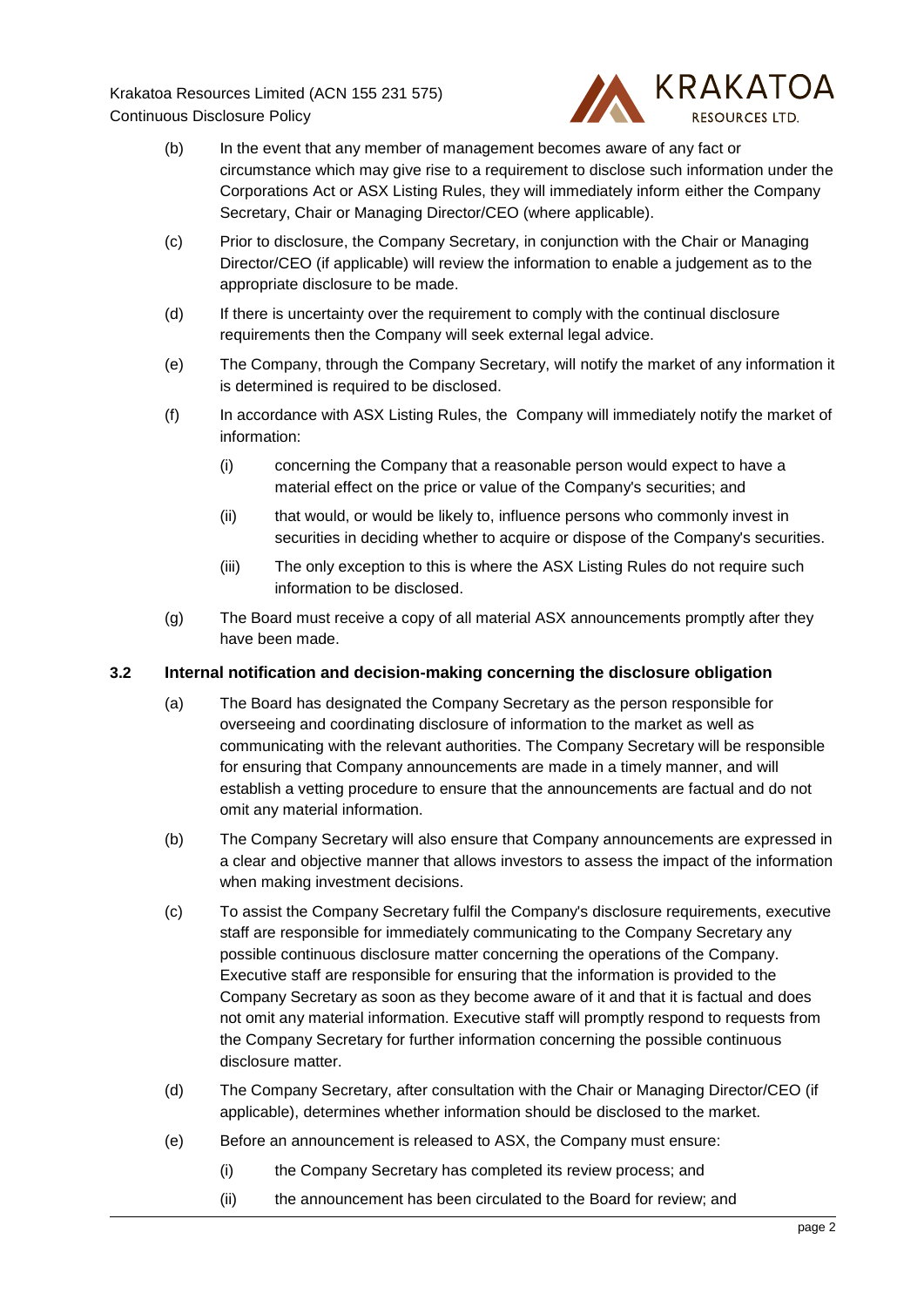(b) In the event that any member of management becomes aware of any fact or circumstance which may give rise to a requirement to disclose such information under the Corporations Act or ASX Listing Rules, they will immediately inform either the Company Secretary, Chair or Managing Director/CEO (where applicable).

(c) Prior to disclosure, the Company Secretary, in conjunction with the Chair or Managing Director/CEO (if applicable) will review the information to enable a judgement as to the appropriate disclosure to be made.

(d) If there is uncertainty over the requirement to comply with the continual disclosure requirements then the Company will seek external legal advice.

(e) The Company, through the Company Secretary, will notify the market of any information it is determined is required to be disclosed.

(f) In accordance with ASX Listing Rules, the Company will immediately notify the market of information:

  (i) concerning the Company that a reasonable person would expect to have a material effect on the price or value of the Company's securities; and

  (ii) that would, or would be likely to, influence persons who commonly invest in securities in deciding whether to acquire or dispose of the Company's securities.

  (iii) The only exception to this is where the ASX Listing Rules do not require such information to be disclosed.

(g) The Board must receive a copy of all material ASX announcements promptly after they have been made.

### 3.2 Internal notification and decision-making concerning the disclosure obligation

(a) The Board has designated the Company Secretary as the person responsible for overseeing and coordinating disclosure of information to the market as well as communicating with the relevant authorities. The Company Secretary will be responsible for ensuring that Company announcements are made in a timely manner, and will establish a vetting procedure to ensure that the announcements are factual and do not omit any material information.

(b) The Company Secretary will also ensure that Company announcements are expressed in a clear and objective manner that allows investors to assess the impact of the information when making investment decisions.

(c) To assist the Company Secretary fulfil the Company's disclosure requirements, executive staff are responsible for immediately communicating to the Company Secretary any possible continuous disclosure matter concerning the operations of the Company. Executive staff are responsible for ensuring that the information is provided to the Company Secretary as soon as they become aware of it and that it is factual and does not omit any material information. Executive staff will promptly respond to requests from the Company Secretary for further information concerning the possible continuous disclosure matter.

(d) The Company Secretary, after consultation with the Chair or Managing Director/CEO (if applicable), determines whether information should be disclosed to the market.

(e) Before an announcement is released to ASX, the Company must ensure:

  (i) the Company Secretary has completed its review process; and

  (ii) the announcement has been circulated to the Board for review; and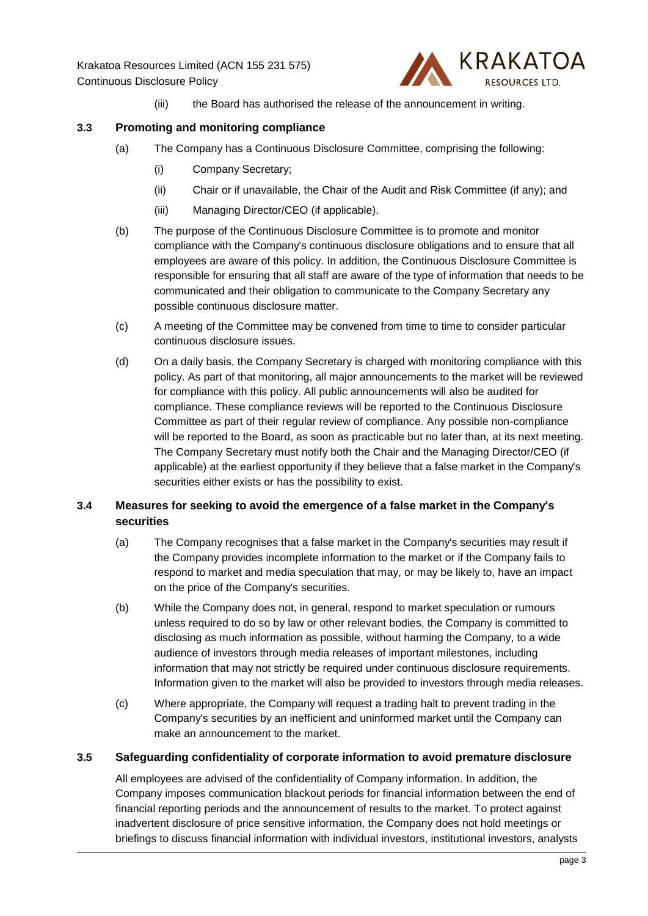(iii) the Board has authorised the release of the announcement in writing.

### 3.3 Promoting and monitoring compliance

(a) The Company has a Continuous Disclosure Committee, comprising the following:

(i) Company Secretary;

(ii) Chair or if unavailable, the Chair of the Audit and Risk Committee (if any); and

(iii) Managing Director/CEO (if applicable).

(b) The purpose of the Continuous Disclosure Committee is to promote and monitor compliance with the Company's continuous disclosure obligations and to ensure that all employees are aware of this policy. In addition, the Continuous Disclosure Committee is responsible for ensuring that all staff are aware of the type of information that needs to be communicated and their obligation to communicate to the Company Secretary any possible continuous disclosure matter.

(c) A meeting of the Committee may be convened from time to time to consider particular continuous disclosure issues.

(d) On a daily basis, the Company Secretary is charged with monitoring compliance with this policy. As part of that monitoring, all major announcements to the market will be reviewed for compliance with this policy. All public announcements will also be audited for compliance. These compliance reviews will be reported to the Continuous Disclosure Committee as part of their regular review of compliance. Any possible non-compliance will be reported to the Board, as soon as practicable but no later than, at its next meeting. The Company Secretary must notify both the Chair and the Managing Director/CEO (if applicable) at the earliest opportunity if they believe that a false market in the Company's securities either exists or has the possibility to exist.

### 3.4 Measures for seeking to avoid the emergence of a false market in the Company's securities

(a) The Company recognises that a false market in the Company's securities may result if the Company provides incomplete information to the market or if the Company fails to respond to market and media speculation that may, or may be likely to, have an impact on the price of the Company's securities.

(b) While the Company does not, in general, respond to market speculation or rumours unless required to do so by law or other relevant bodies, the Company is committed to disclosing as much information as possible, without harming the Company, to a wide audience of investors through media releases of important milestones, including information that may not strictly be required under continuous disclosure requirements. Information given to the market will also be provided to investors through media releases.

(c) Where appropriate, the Company will request a trading halt to prevent trading in the Company's securities by an inefficient and uninformed market until the Company can make an announcement to the market.

### 3.5 Safeguarding confidentiality of corporate information to avoid premature disclosure

All employees are advised of the confidentiality of Company information. In addition, the Company imposes communication blackout periods for financial information between the end of financial reporting periods and the announcement of results to the market. To protect against inadvertent disclosure of price sensitive information, the Company does not hold meetings or briefings to discuss financial information with individual investors, institutional investors, analysts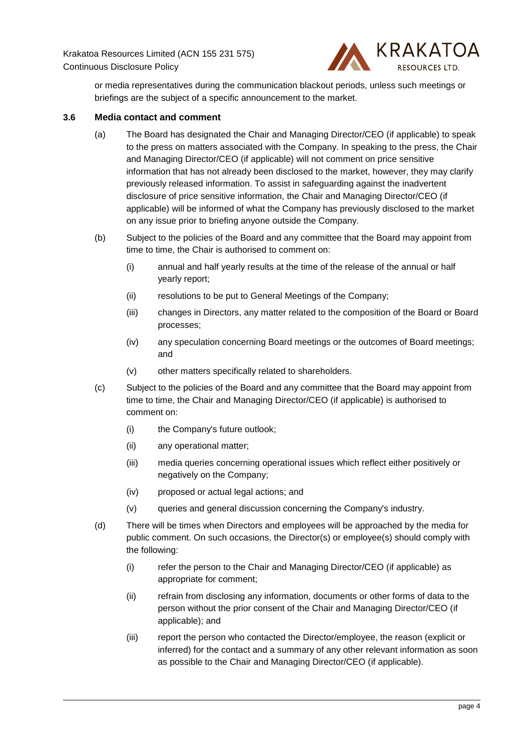or media representatives during the communication blackout periods, unless such meetings or briefings are the subject of a specific announcement to the market.

### 3.6 Media contact and comment

(a) The Board has designated the Chair and Managing Director/CEO (if applicable) to speak to the press on matters associated with the Company. In speaking to the press, the Chair and Managing Director/CEO (if applicable) will not comment on price sensitive information that has not already been disclosed to the market, however, they may clarify previously released information. To assist in safeguarding against the inadvertent disclosure of price sensitive information, the Chair and Managing Director/CEO (if applicable) will be informed of what the Company has previously disclosed to the market on any issue prior to briefing anyone outside the Company.

(b) Subject to the policies of the Board and any committee that the Board may appoint from time to time, the Chair is authorised to comment on:

- (i) annual and half yearly results at the time of the release of the annual or half yearly report;
- (ii) resolutions to be put to General Meetings of the Company;
- (iii) changes in Directors, any matter related to the composition of the Board or Board processes;
- (iv) any speculation concerning Board meetings or the outcomes of Board meetings; and
- (v) other matters specifically related to shareholders.

(c) Subject to the policies of the Board and any committee that the Board may appoint from time to time, the Chair and Managing Director/CEO (if applicable) is authorised to comment on:

- (i) the Company's future outlook;
- (ii) any operational matter;
- (iii) media queries concerning operational issues which reflect either positively or negatively on the Company;
- (iv) proposed or actual legal actions; and
- (v) queries and general discussion concerning the Company's industry.

(d) There will be times when Directors and employees will be approached by the media for public comment. On such occasions, the Director(s) or employee(s) should comply with the following:

- (i) refer the person to the Chair and Managing Director/CEO (if applicable) as appropriate for comment;
- (ii) refrain from disclosing any information, documents or other forms of data to the person without the prior consent of the Chair and Managing Director/CEO (if applicable); and
- (iii) report the person who contacted the Director/employee, the reason (explicit or inferred) for the contact and a summary of any other relevant information as soon as possible to the Chair and Managing Director/CEO (if applicable).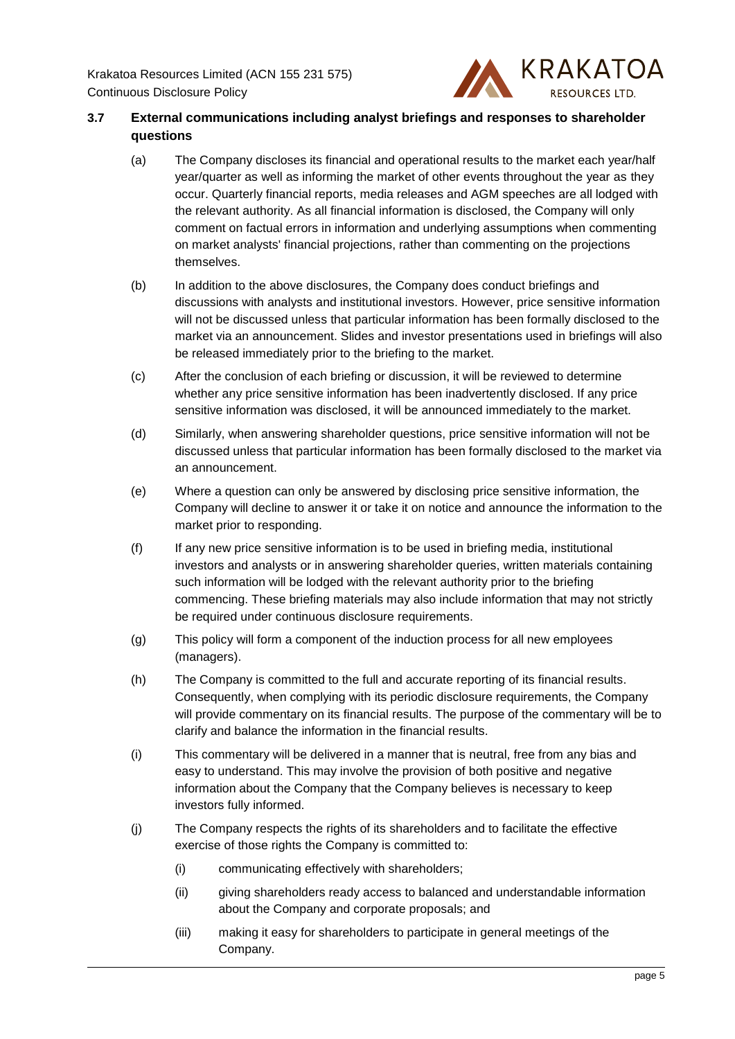### 3.7 External communications including analyst briefings and responses to shareholder questions

(a) The Company discloses its financial and operational results to the market each year/half year/quarter as well as informing the market of other events throughout the year as they occur. Quarterly financial reports, media releases and AGM speeches are all lodged with the relevant authority. As all financial information is disclosed, the Company will only comment on factual errors in information and underlying assumptions when commenting on market analysts' financial projections, rather than commenting on the projections themselves.

(b) In addition to the above disclosures, the Company does conduct briefings and discussions with analysts and institutional investors. However, price sensitive information will not be discussed unless that particular information has been formally disclosed to the market via an announcement. Slides and investor presentations used in briefings will also be released immediately prior to the briefing to the market.

(c) After the conclusion of each briefing or discussion, it will be reviewed to determine whether any price sensitive information has been inadvertently disclosed. If any price sensitive information was disclosed, it will be announced immediately to the market.

(d) Similarly, when answering shareholder questions, price sensitive information will not be discussed unless that particular information has been formally disclosed to the market via an announcement.

(e) Where a question can only be answered by disclosing price sensitive information, the Company will decline to answer it or take it on notice and announce the information to the market prior to responding.

(f) If any new price sensitive information is to be used in briefing media, institutional investors and analysts or in answering shareholder queries, written materials containing such information will be lodged with the relevant authority prior to the briefing commencing. These briefing materials may also include information that may not strictly be required under continuous disclosure requirements.

(g) This policy will form a component of the induction process for all new employees (managers).

(h) The Company is committed to the full and accurate reporting of its financial results. Consequently, when complying with its periodic disclosure requirements, the Company will provide commentary on its financial results. The purpose of the commentary will be to clarify and balance the information in the financial results.

(i) This commentary will be delivered in a manner that is neutral, free from any bias and easy to understand. This may involve the provision of both positive and negative information about the Company that the Company believes is necessary to keep investors fully informed.

(j) The Company respects the rights of its shareholders and to facilitate the effective exercise of those rights the Company is committed to:

   (i) communicating effectively with shareholders;

   (ii) giving shareholders ready access to balanced and understandable information about the Company and corporate proposals; and

   (iii) making it easy for shareholders to participate in general meetings of the Company.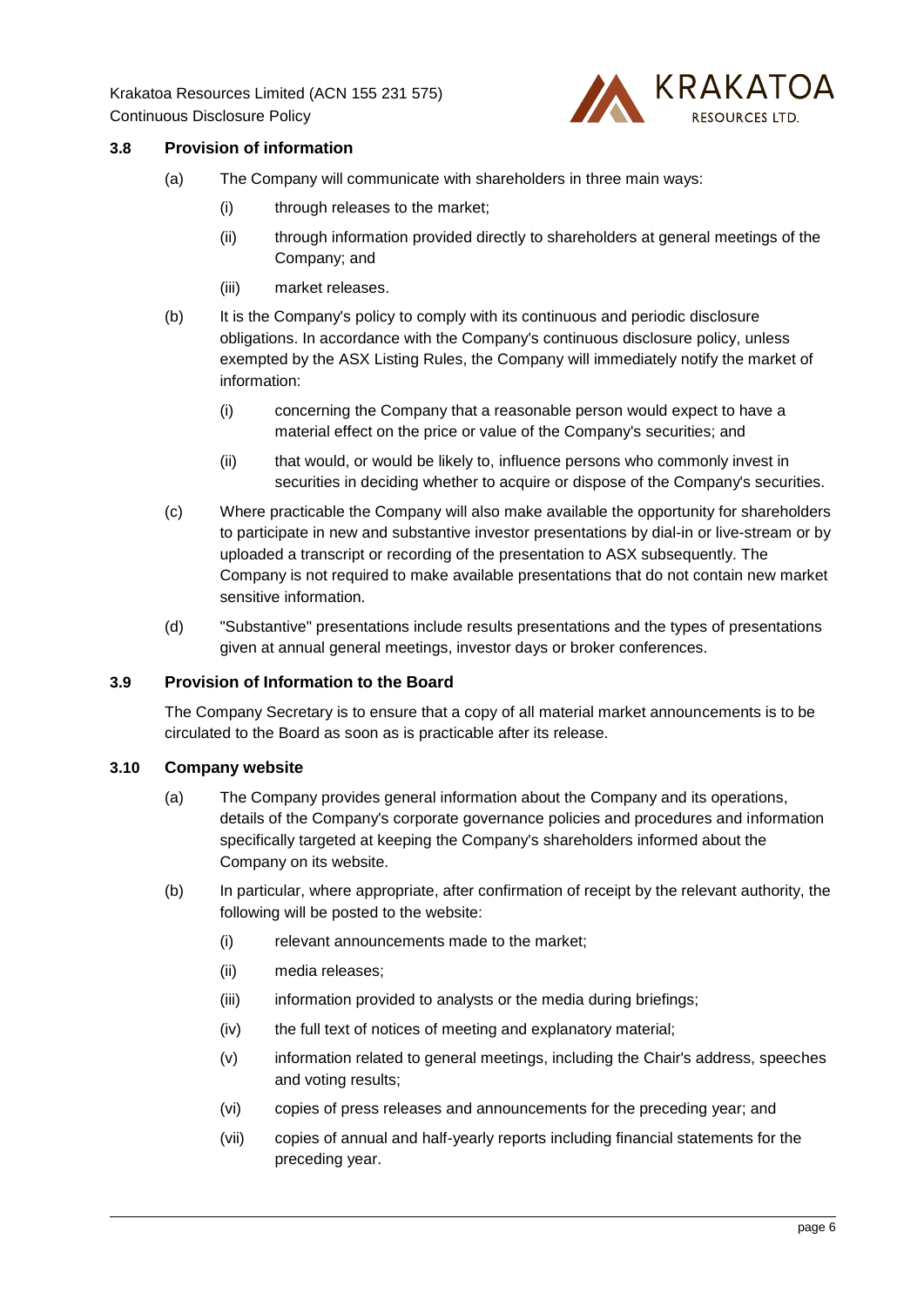### 3.8 Provision of information

(a) The Company will communicate with shareholders in three main ways:

  (i) through releases to the market;

  (ii) through information provided directly to shareholders at general meetings of the Company; and

  (iii) market releases.

(b) It is the Company's policy to comply with its continuous and periodic disclosure obligations. In accordance with the Company's continuous disclosure policy, unless exempted by the ASX Listing Rules, the Company will immediately notify the market of information:

  (i) concerning the Company that a reasonable person would expect to have a material effect on the price or value of the Company's securities; and

  (ii) that would, or would be likely to, influence persons who commonly invest in securities in deciding whether to acquire or dispose of the Company's securities.

(c) Where practicable the Company will also make available the opportunity for shareholders to participate in new and substantive investor presentations by dial-in or live-stream or by uploaded a transcript or recording of the presentation to ASX subsequently. The Company is not required to make available presentations that do not contain new market sensitive information.

(d) "Substantive" presentations include results presentations and the types of presentations given at annual general meetings, investor days or broker conferences.

### 3.9 Provision of Information to the Board

The Company Secretary is to ensure that a copy of all material market announcements is to be circulated to the Board as soon as is practicable after its release.

### 3.10 Company website

(a) The Company provides general information about the Company and its operations, details of the Company's corporate governance policies and procedures and information specifically targeted at keeping the Company's shareholders informed about the Company on its website.

(b) In particular, where appropriate, after confirmation of receipt by the relevant authority, the following will be posted to the website:

  (i) relevant announcements made to the market;

  (ii) media releases;

  (iii) information provided to analysts or the media during briefings;

  (iv) the full text of notices of meeting and explanatory material;

  (v) information related to general meetings, including the Chair's address, speeches and voting results;

  (vi) copies of press releases and announcements for the preceding year; and

  (vii) copies of annual and half-yearly reports including financial statements for the preceding year.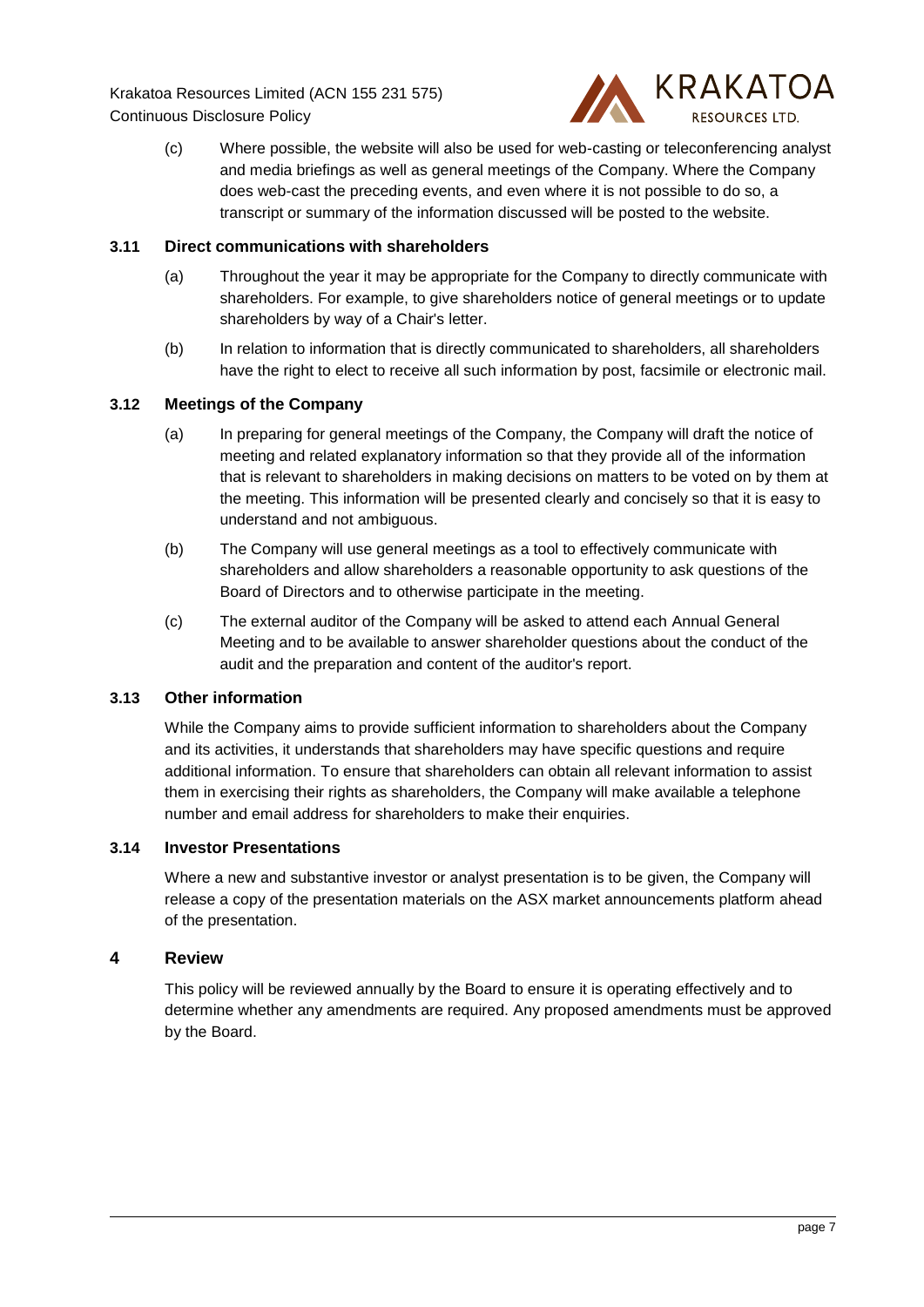(c) Where possible, the website will also be used for web-casting or teleconferencing analyst and media briefings as well as general meetings of the Company. Where the Company does web-cast the preceding events, and even where it is not possible to do so, a transcript or summary of the information discussed will be posted to the website.

### 3.11 Direct communications with shareholders

(a) Throughout the year it may be appropriate for the Company to directly communicate with shareholders. For example, to give shareholders notice of general meetings or to update shareholders by way of a Chair's letter.

(b) In relation to information that is directly communicated to shareholders, all shareholders have the right to elect to receive all such information by post, facsimile or electronic mail.

### 3.12 Meetings of the Company

(a) In preparing for general meetings of the Company, the Company will draft the notice of meeting and related explanatory information so that they provide all of the information that is relevant to shareholders in making decisions on matters to be voted on by them at the meeting. This information will be presented clearly and concisely so that it is easy to understand and not ambiguous.

(b) The Company will use general meetings as a tool to effectively communicate with shareholders and allow shareholders a reasonable opportunity to ask questions of the Board of Directors and to otherwise participate in the meeting.

(c) The external auditor of the Company will be asked to attend each Annual General Meeting and to be available to answer shareholder questions about the conduct of the audit and the preparation and content of the auditor's report.

### 3.13 Other information

While the Company aims to provide sufficient information to shareholders about the Company and its activities, it understands that shareholders may have specific questions and require additional information. To ensure that shareholders can obtain all relevant information to assist them in exercising their rights as shareholders, the Company will make available a telephone number and email address for shareholders to make their enquiries.

### 3.14 Investor Presentations

Where a new and substantive investor or analyst presentation is to be given, the Company will release a copy of the presentation materials on the ASX market announcements platform ahead of the presentation.

## 4 Review

This policy will be reviewed annually by the Board to ensure it is operating effectively and to determine whether any amendments are required. Any proposed amendments must be approved by the Board.